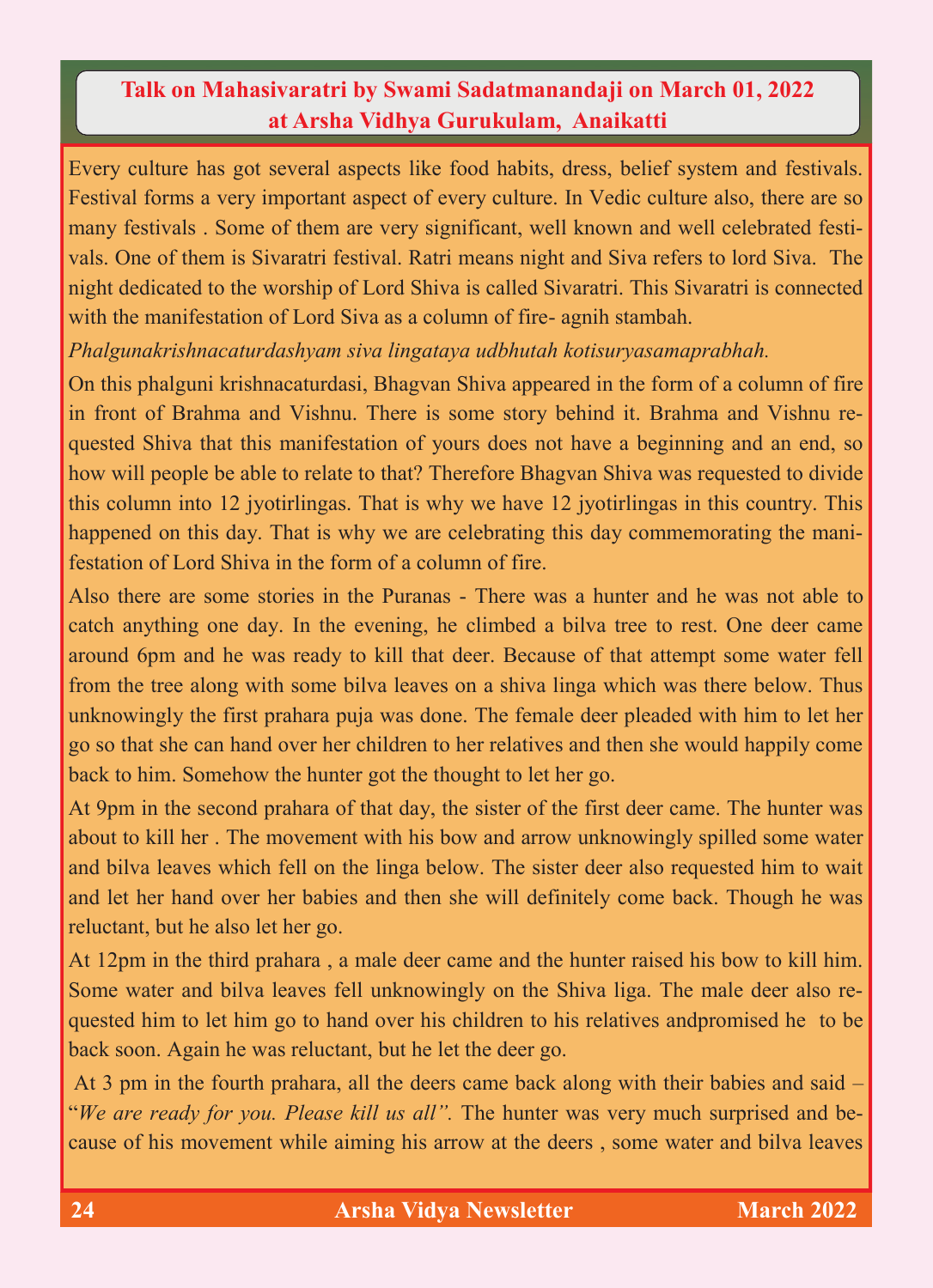## Talk on Mahasivaratri by Swami Sadatmanandaji on March 01, 2022 at Arsha Vidhya Gurukulam, Anaikatti

Every culture has got several aspects like food habits, dress, belief system and festivals. Festival forms a very important aspect of every culture. In Vedic culture also, there are so many festivals . Some of them are very significant, well known and well celebrated festivals. One of them is Sivaratri festival. Ratri means night and Siva refers to lord Siva. The night dedicated to the worship of Lord Shiva is called Sivaratri. This Sivaratri is connected with the manifestation of Lord Siva as a column of fire- agnih stambah.

*Phalgunakrishnacaturdashyam siva lingataya udbhutah kotisuryasamaprabhah.*

On this phalguni krishnacaturdasi, Bhagvan Shiva appeared in the form of a column of fire in front of Brahma and Vishnu. There is some story behind it. Brahma and Vishnu requested Shiva that this manifestation of yours does not have a beginning and an end, so how will people be able to relate to that? Therefore Bhagvan Shiva was requested to divide this column into 12 jyotirlingas. That is why we have 12 jyotirlingas in this country. This happened on this day. That is why we are celebrating this day commemorating the manifestation of Lord Shiva in the form of a column of fire.

Also there are some stories in the Puranas - There was a hunter and he was not able to catch anything one day. In the evening, he climbed a bilva tree to rest. One deer came around 6pm and he was ready to kill that deer. Because of that attempt some water fell from the tree along with some bilva leaves on a shiva linga which was there below. Thus unknowingly the first prahara puja was done. The female deer pleaded with him to let her go so that she can hand over her children to her relatives and then she would happily come back to him. Somehow the hunter got the thought to let her go.

At 9pm in the second prahara of that day, the sister of the first deer came. The hunter was about to kill her . The movement with his bow and arrow unknowingly spilled some water and bilva leaves which fell on the linga below. The sister deer also requested him to wait and let her hand over her babies and then she will definitely come back. Though he was reluctant, but he also let her go.

At 12pm in the third prahara , a male deer came and the hunter raised his bow to kill him. Some water and bilva leaves fell unknowingly on the Shiva liga. The male deer also requested him to let him go to hand over his children to his relatives andpromised he to be back soon. Again he was reluctant, but he let the deer go.

At 3 pm in the fourth prahara, all the deers came back along with their babies and said – "*We are ready for you. Please kill us all".* The hunter was very much surprised and because of his movement while aiming his arrow at the deers , some water and bilva leaves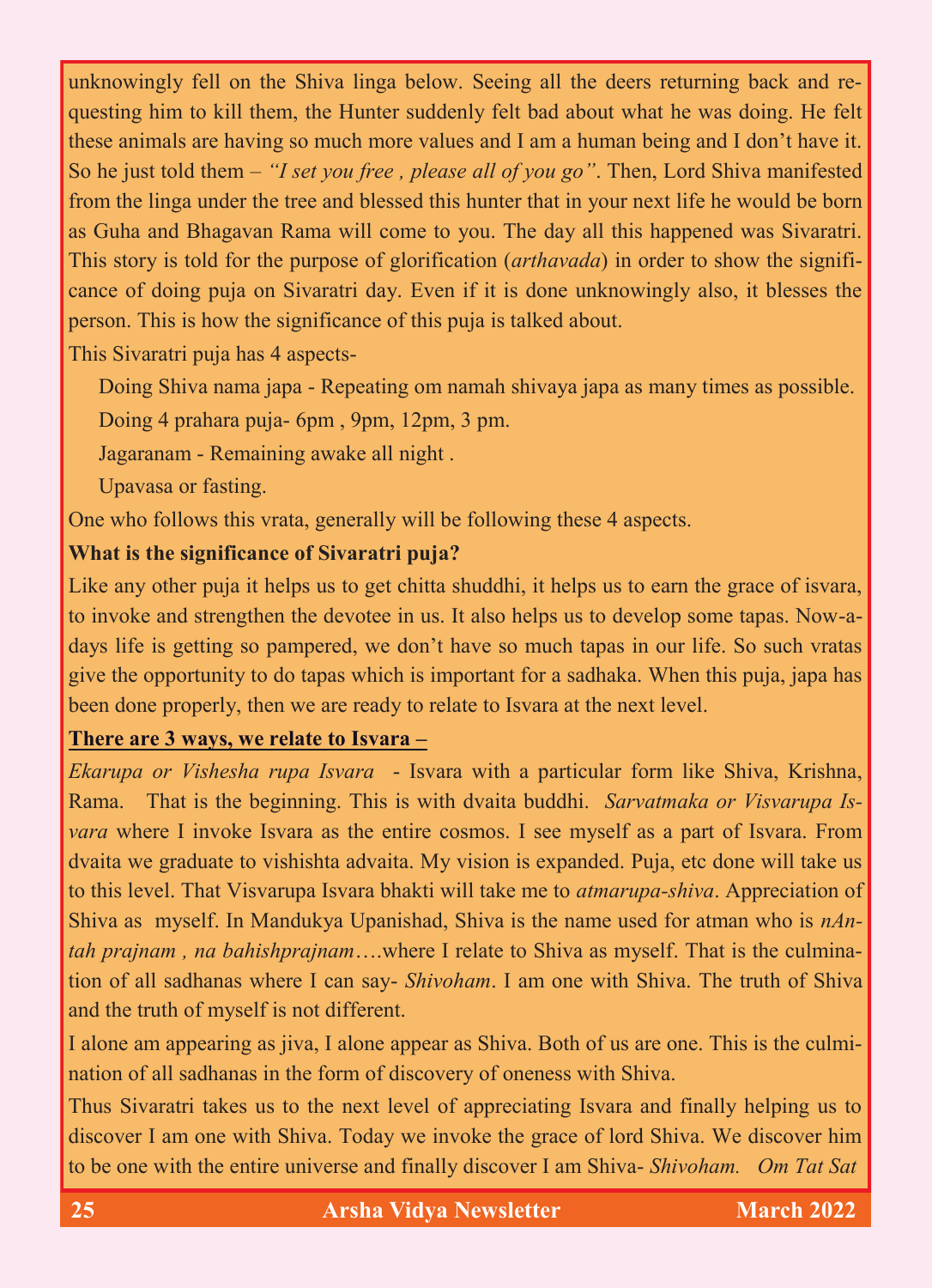unknowingly fell on the Shiva linga below. Seeing all the deers returning back and requesting him to kill them, the Hunter suddenly felt bad about what he was doing. He felt these animals are having so much more values and I am a human being and I don't have it. So he just told them – *"I set you free , please all of you go"*. Then, Lord Shiva manifested from the linga under the tree and blessed this hunter that in your next life he would be born as Guha and Bhagavan Rama will come to you. The day all this happened was Sivaratri. This story is told for the purpose of glorification (*arthavada*) in order to show the significance of doing puja on Sivaratri day. Even if it is done unknowingly also, it blesses the person. This is how the significance of this puja is talked about.

This Sivaratri puja has 4 aspects-

- Doing Shiva nama japa - Repeating om namah shivaya japa as many times as possible.
- Doing 4 prahara puja- 6pm , 9pm, 12pm, 3 pm.
- Jagaranam - Remaining awake all night .
- Upavasa or fasting.

One who follows this vrata, generally will be following these 4 aspects.

**What is the significance of Sivaratri puja?**

Like any other puja it helps us to get chitta shuddhi, it helps us to earn the grace of isvara, to invoke and strengthen the devotee in us. It also helps us to develop some tapas. Now-a-days life is getting so pampered, we don't have so much tapas in our life. So such vratas give the opportunity to do tapas which is important for a sadhaka. When this puja, japa has been done properly, then we are ready to relate to Isvara at the next level.

**There are 3 ways, we relate to Isvara –**

*Ekarupa or Vishesha rupa Isvara* - Isvara with a particular form like Shiva, Krishna, Rama. That is the beginning. This is with dvaita buddhi. *Sarvatmaka or Visvarupa Isvara* where I invoke Isvara as the entire cosmos. I see myself as a part of Isvara. From dvaita we graduate to vishishta advaita. My vision is expanded. Puja, etc done will take us to this level. That Visvarupa Isvara bhakti will take me to *atmarupa-shiva*. Appreciation of Shiva as myself. In Mandukya Upanishad, Shiva is the name used for atman who is *nAntah prajnam , na bahishprajnam*….where I relate to Shiva as myself. That is the culmination of all sadhanas where I can say- *Shivoham*. I am one with Shiva. The truth of Shiva and the truth of myself is not different.

I alone am appearing as jiva, I alone appear as Shiva. Both of us are one. This is the culmination of all sadhanas in the form of discovery of oneness with Shiva.

Thus Sivaratri takes us to the next level of appreciating Isvara and finally helping us to discover I am one with Shiva. Today we invoke the grace of lord Shiva. We discover him to be one with the entire universe and finally discover I am Shiva- *Shivoham. Om Tat Sat*